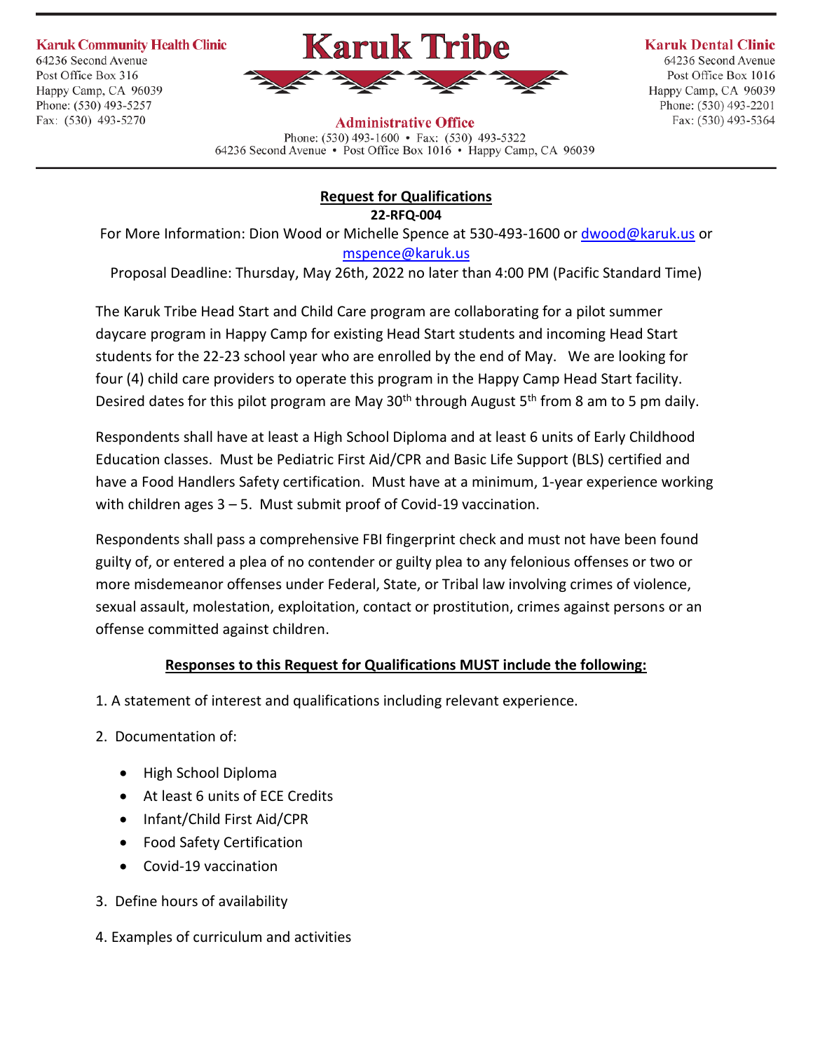**Karuk Community Health Clinic**
64236 Second Avenue
Post Office Box 316
Happy Camp, CA 96039
Phone: (530) 493-5257
Fax: (530) 493-5270

# Karuk Tribe

**Administrative Office**
Phone: (530) 493-1600 • Fax: (530) 493-5322
64236 Second Avenue • Post Office Box 1016 • Happy Camp, CA 96039

**Karuk Dental Clinic**
64236 Second Avenue
Post Office Box 1016
Happy Camp, CA 96039
Phone: (530) 493-2201
Fax: (530) 493-5364

## Request for Qualifications

**22-RFQ-004**

For More Information: Dion Wood or Michelle Spence at 530-493-1600 or dwood@karuk.us or mspence@karuk.us

Proposal Deadline: Thursday, May 26th, 2022 no later than 4:00 PM (Pacific Standard Time)

The Karuk Tribe Head Start and Child Care program are collaborating for a pilot summer daycare program in Happy Camp for existing Head Start students and incoming Head Start students for the 22-23 school year who are enrolled by the end of May. We are looking for four (4) child care providers to operate this program in the Happy Camp Head Start facility. Desired dates for this pilot program are May 30th through August 5th from 8 am to 5 pm daily.

Respondents shall have at least a High School Diploma and at least 6 units of Early Childhood Education classes. Must be Pediatric First Aid/CPR and Basic Life Support (BLS) certified and have a Food Handlers Safety certification. Must have at a minimum, 1-year experience working with children ages 3 – 5. Must submit proof of Covid-19 vaccination.

Respondents shall pass a comprehensive FBI fingerprint check and must not have been found guilty of, or entered a plea of no contender or guilty plea to any felonious offenses or two or more misdemeanor offenses under Federal, State, or Tribal law involving crimes of violence, sexual assault, molestation, exploitation, contact or prostitution, crimes against persons or an offense committed against children.

**Responses to this Request for Qualifications MUST include the following:**

1. A statement of interest and qualifications including relevant experience.
2. Documentation of:
   - High School Diploma
   - At least 6 units of ECE Credits
   - Infant/Child First Aid/CPR
   - Food Safety Certification
   - Covid-19 vaccination
3. Define hours of availability
4. Examples of curriculum and activities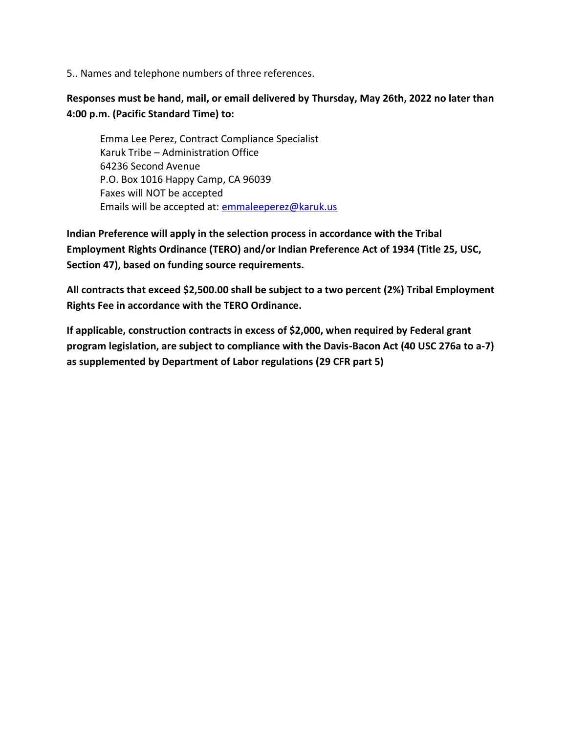5.. Names and telephone numbers of three references.

**Responses must be hand, mail, or email delivered by Thursday, May 26th, 2022 no later than 4:00 p.m. (Pacific Standard Time) to:**

Emma Lee Perez, Contract Compliance Specialist
Karuk Tribe – Administration Office
64236 Second Avenue
P.O. Box 1016 Happy Camp, CA 96039
Faxes will NOT be accepted
Emails will be accepted at: emmaleeperez@karuk.us

**Indian Preference will apply in the selection process in accordance with the Tribal Employment Rights Ordinance (TERO) and/or Indian Preference Act of 1934 (Title 25, USC, Section 47), based on funding source requirements.**

**All contracts that exceed $2,500.00 shall be subject to a two percent (2%) Tribal Employment Rights Fee in accordance with the TERO Ordinance.**

**If applicable, construction contracts in excess of $2,000, when required by Federal grant program legislation, are subject to compliance with the Davis-Bacon Act (40 USC 276a to a-7) as supplemented by Department of Labor regulations (29 CFR part 5)**